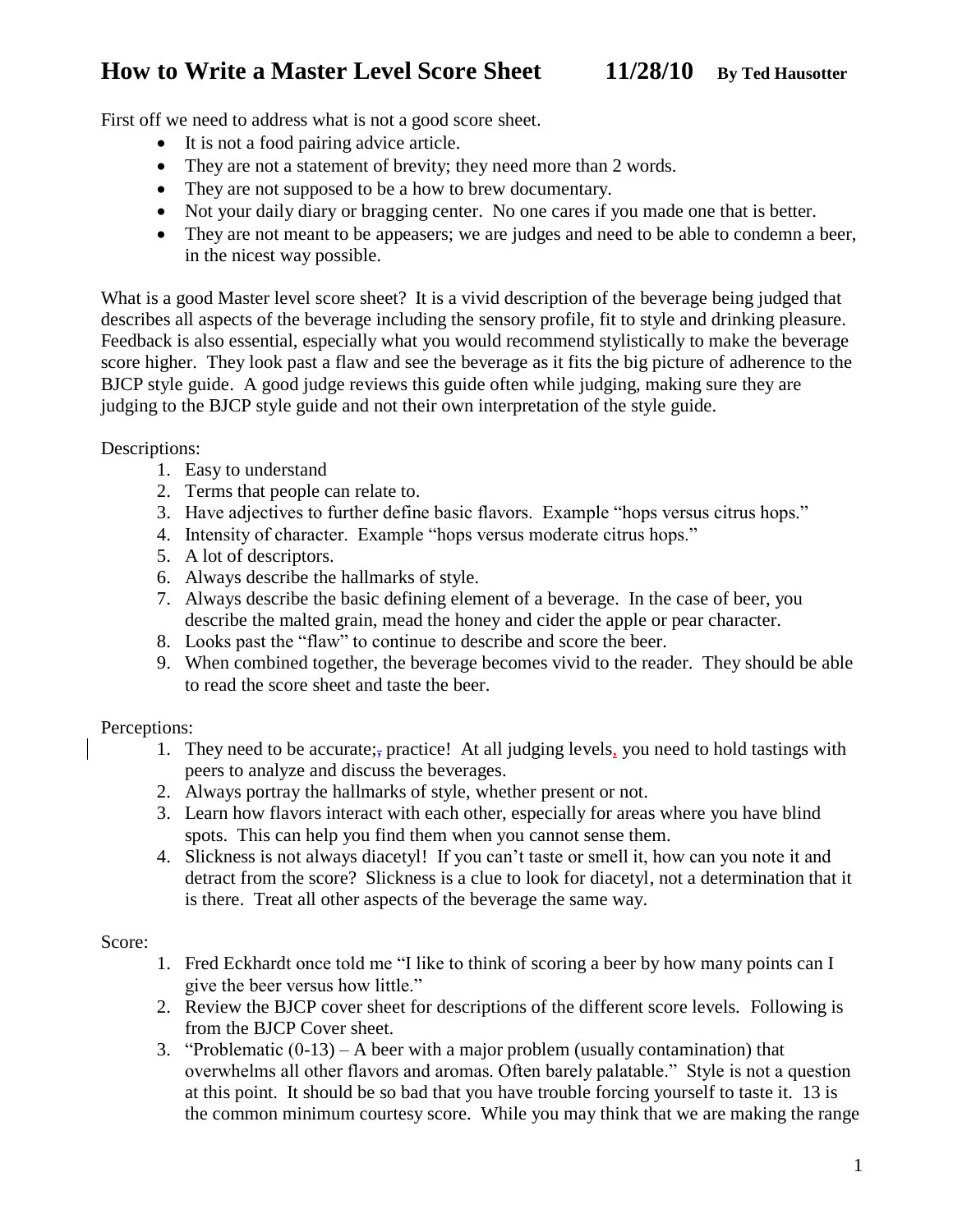# How to Write a Master Level Score Sheet 11/28/10 By Ted Hausotter

First off we need to address what is not a good score sheet.

- It is not a food pairing advice article.
- They are not a statement of brevity; they need more than 2 words.
- They are not supposed to be a how to brew documentary.
- Not your daily diary or bragging center. No one cares if you made one that is better.
- They are not meant to be appeasers; we are judges and need to be able to condemn a beer, in the nicest way possible.

What is a good Master level score sheet? It is a vivid description of the beverage being judged that describes all aspects of the beverage including the sensory profile, fit to style and drinking pleasure. Feedback is also essential, especially what you would recommend stylistically to make the beverage score higher. They look past a flaw and see the beverage as it fits the big picture of adherence to the BJCP style guide. A good judge reviews this guide often while judging, making sure they are judging to the BJCP style guide and not their own interpretation of the style guide.

Descriptions:

1. Easy to understand
2. Terms that people can relate to.
3. Have adjectives to further define basic flavors. Example "hops versus citrus hops."
4. Intensity of character. Example "hops versus moderate citrus hops."
5. A lot of descriptors.
6. Always describe the hallmarks of style.
7. Always describe the basic defining element of a beverage. In the case of beer, you describe the malted grain, mead the honey and cider the apple or pear character.
8. Looks past the "flaw" to continue to describe and score the beer.
9. When combined together, the beverage becomes vivid to the reader. They should be able to read the score sheet and taste the beer.

Perceptions:

1. They need to be accurate; practice! At all judging levels, you need to hold tastings with peers to analyze and discuss the beverages.
2. Always portray the hallmarks of style, whether present or not.
3. Learn how flavors interact with each other, especially for areas where you have blind spots. This can help you find them when you cannot sense them.
4. Slickness is not always diacetyl! If you can't taste or smell it, how can you note it and detract from the score? Slickness is a clue to look for diacetyl, not a determination that it is there. Treat all other aspects of the beverage the same way.

Score:

1. Fred Eckhardt once told me "I like to think of scoring a beer by how many points can I give the beer versus how little."
2. Review the BJCP cover sheet for descriptions of the different score levels. Following is from the BJCP Cover sheet.
3. "Problematic (0-13) – A beer with a major problem (usually contamination) that overwhelms all other flavors and aromas. Often barely palatable." Style is not a question at this point. It should be so bad that you have trouble forcing yourself to taste it. 13 is the common minimum courtesy score. While you may think that we are making the range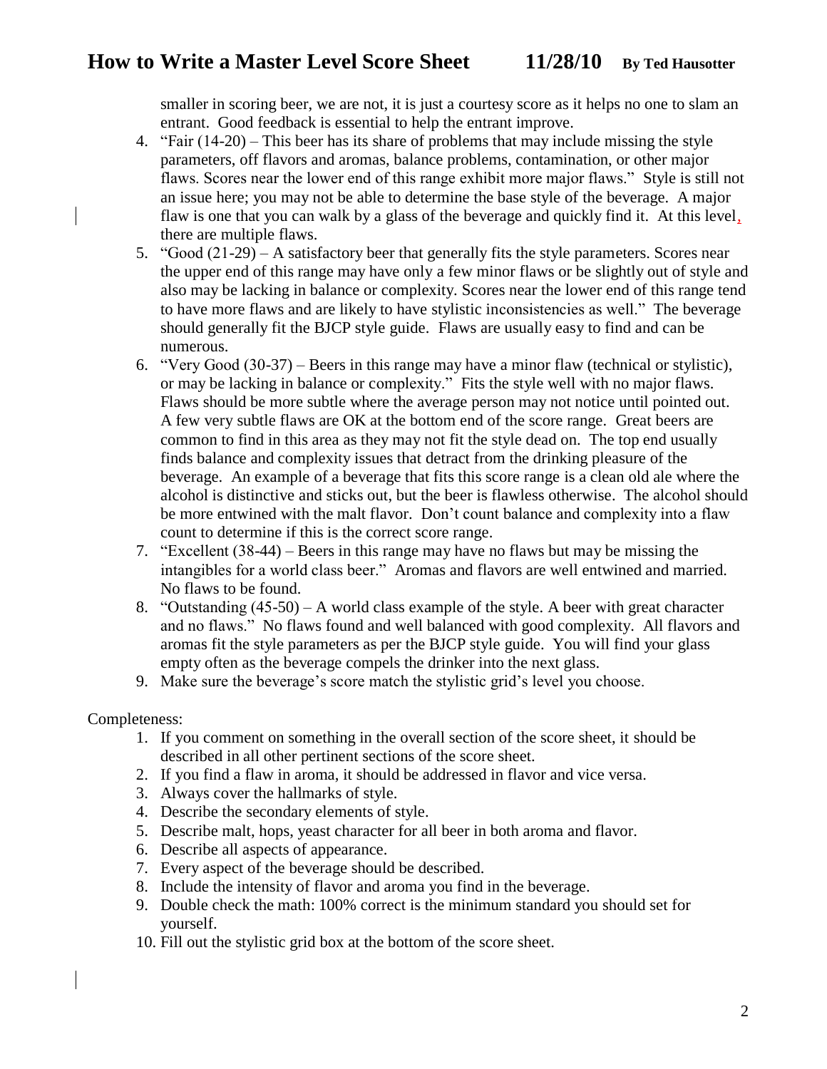smaller in scoring beer, we are not, it is just a courtesy score as it helps no one to slam an entrant. Good feedback is essential to help the entrant improve.

4. "Fair (14-20) – This beer has its share of problems that may include missing the style parameters, off flavors and aromas, balance problems, contamination, or other major flaws. Scores near the lower end of this range exhibit more major flaws." Style is still not an issue here; you may not be able to determine the base style of the beverage. A major flaw is one that you can walk by a glass of the beverage and quickly find it. At this level, there are multiple flaws.
5. "Good (21-29) – A satisfactory beer that generally fits the style parameters. Scores near the upper end of this range may have only a few minor flaws or be slightly out of style and also may be lacking in balance or complexity. Scores near the lower end of this range tend to have more flaws and are likely to have stylistic inconsistencies as well." The beverage should generally fit the BJCP style guide. Flaws are usually easy to find and can be numerous.
6. "Very Good (30-37) – Beers in this range may have a minor flaw (technical or stylistic), or may be lacking in balance or complexity." Fits the style well with no major flaws. Flaws should be more subtle where the average person may not notice until pointed out. A few very subtle flaws are OK at the bottom end of the score range. Great beers are common to find in this area as they may not fit the style dead on. The top end usually finds balance and complexity issues that detract from the drinking pleasure of the beverage. An example of a beverage that fits this score range is a clean old ale where the alcohol is distinctive and sticks out, but the beer is flawless otherwise. The alcohol should be more entwined with the malt flavor. Don't count balance and complexity into a flaw count to determine if this is the correct score range.
7. "Excellent (38-44) – Beers in this range may have no flaws but may be missing the intangibles for a world class beer." Aromas and flavors are well entwined and married. No flaws to be found.
8. "Outstanding (45-50) – A world class example of the style. A beer with great character and no flaws." No flaws found and well balanced with good complexity. All flavors and aromas fit the style parameters as per the BJCP style guide. You will find your glass empty often as the beverage compels the drinker into the next glass.
9. Make sure the beverage's score match the stylistic grid's level you choose.

Completeness:

1. If you comment on something in the overall section of the score sheet, it should be described in all other pertinent sections of the score sheet.
2. If you find a flaw in aroma, it should be addressed in flavor and vice versa.
3. Always cover the hallmarks of style.
4. Describe the secondary elements of style.
5. Describe malt, hops, yeast character for all beer in both aroma and flavor.
6. Describe all aspects of appearance.
7. Every aspect of the beverage should be described.
8. Include the intensity of flavor and aroma you find in the beverage.
9. Double check the math: 100% correct is the minimum standard you should set for yourself.
10. Fill out the stylistic grid box at the bottom of the score sheet.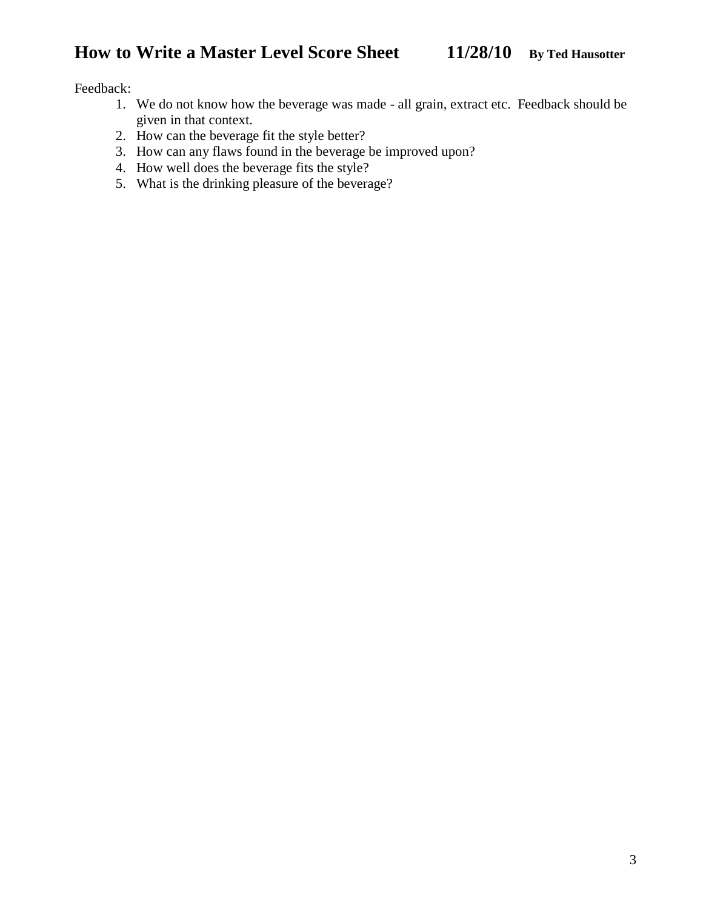Feedback:

1. We do not know how the beverage was made - all grain, extract etc.  Feedback should be given in that context.
2. How can the beverage fit the style better?
3. How can any flaws found in the beverage be improved upon?
4. How well does the beverage fits the style?
5. What is the drinking pleasure of the beverage?